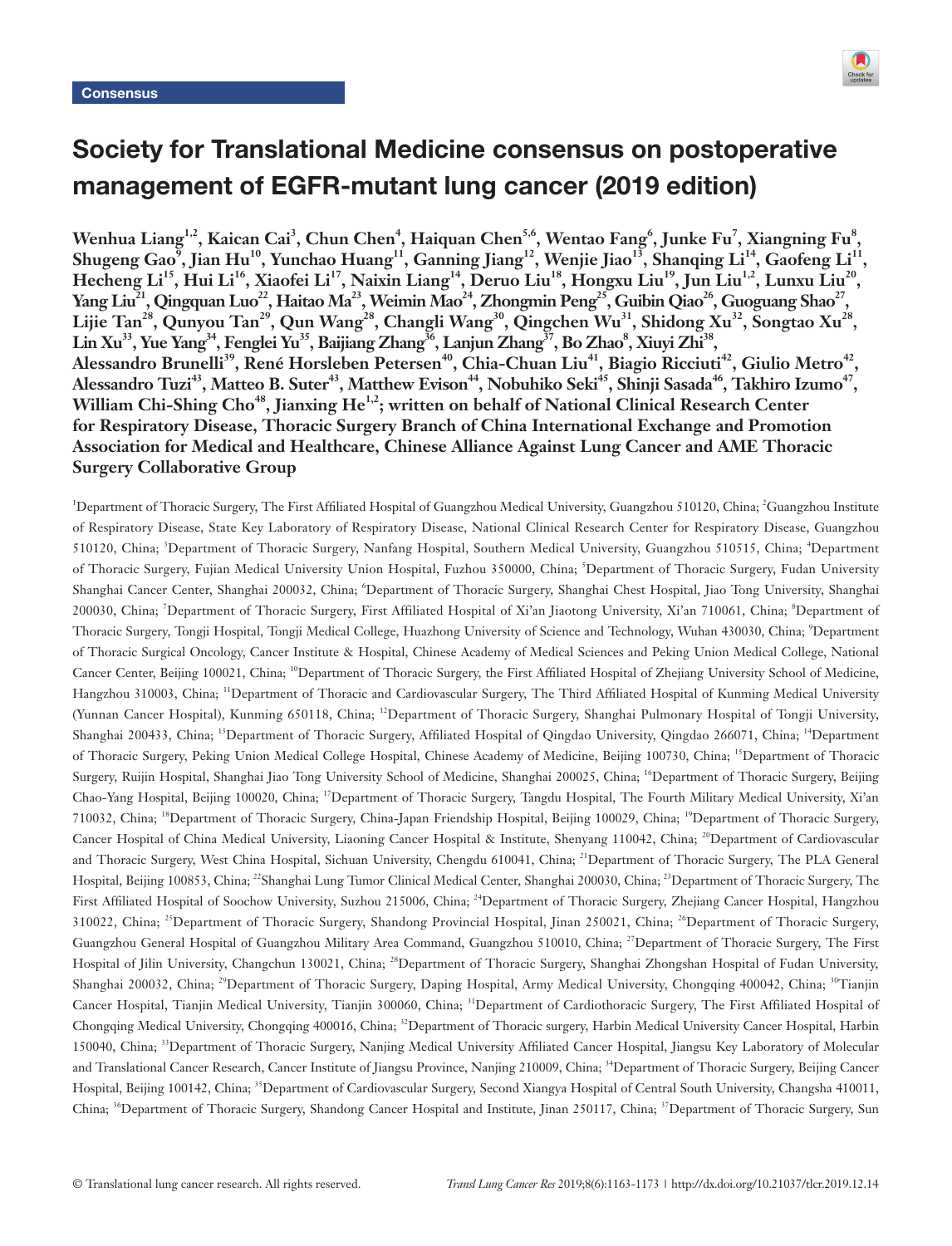Consensus

# Society for Translational Medicine consensus on postoperative management of EGFR-mutant lung cancer (2019 edition)

**Wenhua Liang[1,2], Kaican Cai[3], Chun Chen[4], Haiquan Chen[5,6], Wentao Fang[6], Junke Fu[7], Xiangning Fu[8], Shugeng Gao[9], Jian Hu[10], Yunchao Huang[11], Ganning Jiang[12], Wenjie Jiao[13], Shanqing Li[14], Gaofeng Li[11], Hecheng Li[15], Hui Li[16], Xiaofei Li[17], Naixin Liang[14], Deruo Liu[18], Hongxu Liu[19], Jun Liu[1,2], Lunxu Liu[20], Yang Liu[21], Qingquan Luo[22], Haitao Ma[23], Weimin Mao[24], Zhongmin Peng[25], Guibin Qiao[26], Guoguang Shao[27], Lijie Tan[28], Qunyou Tan[29], Qun Wang[28], Changli Wang[30], Qingchen Wu[31], Shidong Xu[32], Songtao Xu[28], Lin Xu[33], Yue Yang[34], Fenglei Yu[35], Baijiang Zhang[36], Lanjun Zhang[37], Bo Zhao[8], Xiuyi Zhi[38], Alessandro Brunelli[39], René Horsleben Petersen[40], Chia-Chuan Liu[41], Biagio Ricciuti[42], Giulio Metro[42], Alessandro Tuzi[43], Matteo B. Suter[43], Matthew Evison[44], Nobuhiko Seki[45], Shinji Sasada[46], Takhiro Izumo[47], William Chi-Shing Cho[48], Jianxing He[1,2]; written on behalf of National Clinical Research Center for Respiratory Disease, Thoracic Surgery Branch of China International Exchange and Promotion Association for Medical and Healthcare, Chinese Alliance Against Lung Cancer and AME Thoracic Surgery Collaborative Group**

[1]Department of Thoracic Surgery, The First Affiliated Hospital of Guangzhou Medical University, Guangzhou 510120, China; [2]Guangzhou Institute of Respiratory Disease, State Key Laboratory of Respiratory Disease, National Clinical Research Center for Respiratory Disease, Guangzhou 510120, China; [3]Department of Thoracic Surgery, Nanfang Hospital, Southern Medical University, Guangzhou 510515, China; [4]Department of Thoracic Surgery, Fujian Medical University Union Hospital, Fuzhou 350000, China; [5]Department of Thoracic Surgery, Fudan University Shanghai Cancer Center, Shanghai 200032, China; [6]Department of Thoracic Surgery, Shanghai Chest Hospital, Jiao Tong University, Shanghai 200030, China; [7]Department of Thoracic Surgery, First Affiliated Hospital of Xi'an Jiaotong University, Xi'an 710061, China; [8]Department of Thoracic Surgery, Tongji Hospital, Tongji Medical College, Huazhong University of Science and Technology, Wuhan 430030, China; [9]Department of Thoracic Surgical Oncology, Cancer Institute & Hospital, Chinese Academy of Medical Sciences and Peking Union Medical College, National Cancer Center, Beijing 100021, China; [10]Department of Thoracic Surgery, the First Affiliated Hospital of Zhejiang University School of Medicine, Hangzhou 310003, China; [11]Department of Thoracic and Cardiovascular Surgery, The Third Affiliated Hospital of Kunming Medical University (Yunnan Cancer Hospital), Kunming 650118, China; [12]Department of Thoracic Surgery, Shanghai Pulmonary Hospital of Tongji University, Shanghai 200433, China; [13]Department of Thoracic Surgery, Affiliated Hospital of Qingdao University, Qingdao 266071, China; [14]Department of Thoracic Surgery, Peking Union Medical College Hospital, Chinese Academy of Medicine, Beijing 100730, China; [15]Department of Thoracic Surgery, Ruijin Hospital, Shanghai Jiao Tong University School of Medicine, Shanghai 200025, China; [16]Department of Thoracic Surgery, Beijing Chao-Yang Hospital, Beijing 100020, China; [17]Department of Thoracic Surgery, Tangdu Hospital, The Fourth Military Medical University, Xi'an 710032, China; [18]Department of Thoracic Surgery, China-Japan Friendship Hospital, Beijing 100029, China; [19]Department of Thoracic Surgery, Cancer Hospital of China Medical University, Liaoning Cancer Hospital & Institute, Shenyang 110042, China; [20]Department of Cardiovascular and Thoracic Surgery, West China Hospital, Sichuan University, Chengdu 610041, China; [21]Department of Thoracic Surgery, The PLA General Hospital, Beijing 100853, China; [22]Shanghai Lung Tumor Clinical Medical Center, Shanghai 200030, China; [23]Department of Thoracic Surgery, The First Affiliated Hospital of Soochow University, Suzhou 215006, China; [24]Department of Thoracic Surgery, Zhejiang Cancer Hospital, Hangzhou 310022, China; [25]Department of Thoracic Surgery, Shandong Provincial Hospital, Jinan 250021, China; [26]Department of Thoracic Surgery, Guangzhou General Hospital of Guangzhou Military Area Command, Guangzhou 510010, China; [27]Department of Thoracic Surgery, The First Hospital of Jilin University, Changchun 130021, China; [28]Department of Thoracic Surgery, Shanghai Zhongshan Hospital of Fudan University, Shanghai 200032, China; [29]Department of Thoracic Surgery, Daping Hospital, Army Medical University, Chongqing 400042, China; [30]Tianjin Cancer Hospital, Tianjin Medical University, Tianjin 300060, China; [31]Department of Cardiothoracic Surgery, The First Affiliated Hospital of Chongqing Medical University, Chongqing 400016, China; [32]Department of Thoracic surgery, Harbin Medical University Cancer Hospital, Harbin 150040, China; [33]Department of Thoracic Surgery, Nanjing Medical University Affiliated Cancer Hospital, Jiangsu Key Laboratory of Molecular and Translational Cancer Research, Cancer Institute of Jiangsu Province, Nanjing 210009, China; [34]Department of Thoracic Surgery, Beijing Cancer Hospital, Beijing 100142, China; [35]Department of Cardiovascular Surgery, Second Xiangya Hospital of Central South University, Changsha 410011, China; [36]Department of Thoracic Surgery, Shandong Cancer Hospital and Institute, Jinan 250117, China; [37]Department of Thoracic Surgery, Sun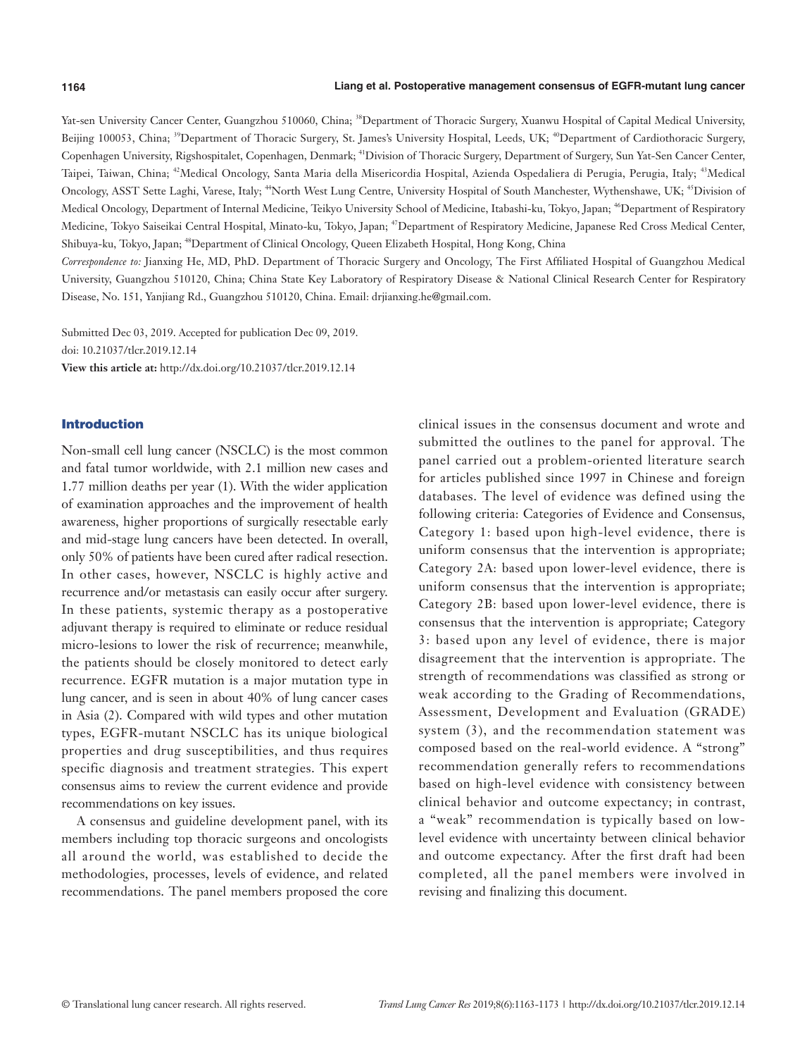Yat-sen University Cancer Center, Guangzhou 510060, China; [38]Department of Thoracic Surgery, Xuanwu Hospital of Capital Medical University, Beijing 100053, China; [39]Department of Thoracic Surgery, St. James's University Hospital, Leeds, UK; [40]Department of Cardiothoracic Surgery, Copenhagen University, Rigshospitalet, Copenhagen, Denmark; [41]Division of Thoracic Surgery, Department of Surgery, Sun Yat-Sen Cancer Center, Taipei, Taiwan, China; [42]Medical Oncology, Santa Maria della Misericordia Hospital, Azienda Ospedaliera di Perugia, Perugia, Italy; [43]Medical Oncology, ASST Sette Laghi, Varese, Italy; [44]North West Lung Centre, University Hospital of South Manchester, Wythenshawe, UK; [45]Division of Medical Oncology, Department of Internal Medicine, Teikyo University School of Medicine, Itabashi-ku, Tokyo, Japan; [46]Department of Respiratory Medicine, Tokyo Saiseikai Central Hospital, Minato-ku, Tokyo, Japan; [47]Department of Respiratory Medicine, Japanese Red Cross Medical Center, Shibuya-ku, Tokyo, Japan; [48]Department of Clinical Oncology, Queen Elizabeth Hospital, Hong Kong, China

*Correspondence to:* Jianxing He, MD, PhD. Department of Thoracic Surgery and Oncology, The First Affiliated Hospital of Guangzhou Medical University, Guangzhou 510120, China; China State Key Laboratory of Respiratory Disease & National Clinical Research Center for Respiratory Disease, No. 151, Yanjiang Rd., Guangzhou 510120, China. Email: drjianxing.he@gmail.com.

Submitted Dec 03, 2019. Accepted for publication Dec 09, 2019.
doi: 10.21037/tlcr.2019.12.14
**View this article at:** http://dx.doi.org/10.21037/tlcr.2019.12.14

## Introduction

Non-small cell lung cancer (NSCLC) is the most common and fatal tumor worldwide, with 2.1 million new cases and 1.77 million deaths per year (1). With the wider application of examination approaches and the improvement of health awareness, higher proportions of surgically resectable early and mid-stage lung cancers have been detected. In overall, only 50% of patients have been cured after radical resection. In other cases, however, NSCLC is highly active and recurrence and/or metastasis can easily occur after surgery. In these patients, systemic therapy as a postoperative adjuvant therapy is required to eliminate or reduce residual micro-lesions to lower the risk of recurrence; meanwhile, the patients should be closely monitored to detect early recurrence. EGFR mutation is a major mutation type in lung cancer, and is seen in about 40% of lung cancer cases in Asia (2). Compared with wild types and other mutation types, EGFR-mutant NSCLC has its unique biological properties and drug susceptibilities, and thus requires specific diagnosis and treatment strategies. This expert consensus aims to review the current evidence and provide recommendations on key issues.

A consensus and guideline development panel, with its members including top thoracic surgeons and oncologists all around the world, was established to decide the methodologies, processes, levels of evidence, and related recommendations. The panel members proposed the core clinical issues in the consensus document and wrote and submitted the outlines to the panel for approval. The panel carried out a problem-oriented literature search for articles published since 1997 in Chinese and foreign databases. The level of evidence was defined using the following criteria: Categories of Evidence and Consensus, Category 1: based upon high-level evidence, there is uniform consensus that the intervention is appropriate; Category 2A: based upon lower-level evidence, there is uniform consensus that the intervention is appropriate; Category 2B: based upon lower-level evidence, there is consensus that the intervention is appropriate; Category 3: based upon any level of evidence, there is major disagreement that the intervention is appropriate. The strength of recommendations was classified as strong or weak according to the Grading of Recommendations, Assessment, Development and Evaluation (GRADE) system (3), and the recommendation statement was composed based on the real-world evidence. A "strong" recommendation generally refers to recommendations based on high-level evidence with consistency between clinical behavior and outcome expectancy; in contrast, a "weak" recommendation is typically based on low-level evidence with uncertainty between clinical behavior and outcome expectancy. After the first draft had been completed, all the panel members were involved in revising and finalizing this document.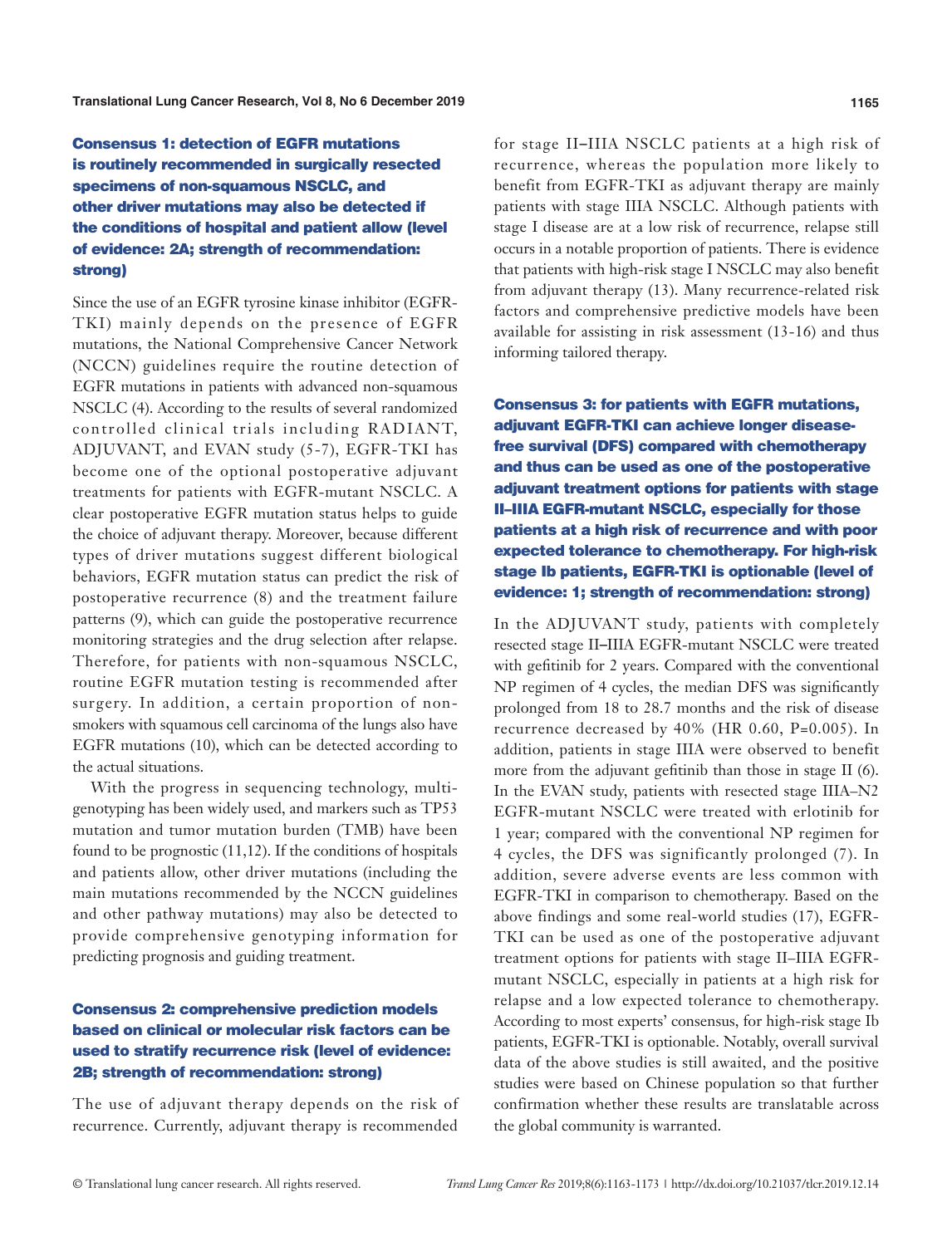### Consensus 1: detection of EGFR mutations is routinely recommended in surgically resected specimens of non-squamous NSCLC, and other driver mutations may also be detected if the conditions of hospital and patient allow (level of evidence: 2A; strength of recommendation: strong)

Since the use of an EGFR tyrosine kinase inhibitor (EGFR-TKI) mainly depends on the presence of EGFR mutations, the National Comprehensive Cancer Network (NCCN) guidelines require the routine detection of EGFR mutations in patients with advanced non-squamous NSCLC (4). According to the results of several randomized controlled clinical trials including RADIANT, ADJUVANT, and EVAN study (5-7), EGFR-TKI has become one of the optional postoperative adjuvant treatments for patients with EGFR-mutant NSCLC. A clear postoperative EGFR mutation status helps to guide the choice of adjuvant therapy. Moreover, because different types of driver mutations suggest different biological behaviors, EGFR mutation status can predict the risk of postoperative recurrence (8) and the treatment failure patterns (9), which can guide the postoperative recurrence monitoring strategies and the drug selection after relapse. Therefore, for patients with non-squamous NSCLC, routine EGFR mutation testing is recommended after surgery. In addition, a certain proportion of non-smokers with squamous cell carcinoma of the lungs also have EGFR mutations (10), which can be detected according to the actual situations.

With the progress in sequencing technology, multi-genotyping has been widely used, and markers such as TP53 mutation and tumor mutation burden (TMB) have been found to be prognostic (11,12). If the conditions of hospitals and patients allow, other driver mutations (including the main mutations recommended by the NCCN guidelines and other pathway mutations) may also be detected to provide comprehensive genotyping information for predicting prognosis and guiding treatment.

### Consensus 2: comprehensive prediction models based on clinical or molecular risk factors can be used to stratify recurrence risk (level of evidence: 2B; strength of recommendation: strong)

The use of adjuvant therapy depends on the risk of recurrence. Currently, adjuvant therapy is recommended for stage II–IIIA NSCLC patients at a high risk of recurrence, whereas the population more likely to benefit from EGFR-TKI as adjuvant therapy are mainly patients with stage IIIA NSCLC. Although patients with stage I disease are at a low risk of recurrence, relapse still occurs in a notable proportion of patients. There is evidence that patients with high-risk stage I NSCLC may also benefit from adjuvant therapy (13). Many recurrence-related risk factors and comprehensive predictive models have been available for assisting in risk assessment (13-16) and thus informing tailored therapy.

### Consensus 3: for patients with EGFR mutations, adjuvant EGFR-TKI can achieve longer disease-free survival (DFS) compared with chemotherapy and thus can be used as one of the postoperative adjuvant treatment options for patients with stage II–IIIA EGFR-mutant NSCLC, especially for those patients at a high risk of recurrence and with poor expected tolerance to chemotherapy. For high-risk stage Ib patients, EGFR-TKI is optionable (level of evidence: 1; strength of recommendation: strong)

In the ADJUVANT study, patients with completely resected stage II–IIIA EGFR-mutant NSCLC were treated with gefitinib for 2 years. Compared with the conventional NP regimen of 4 cycles, the median DFS was significantly prolonged from 18 to 28.7 months and the risk of disease recurrence decreased by 40% (HR 0.60, P=0.005). In addition, patients in stage IIIA were observed to benefit more from the adjuvant gefitinib than those in stage II (6). In the EVAN study, patients with resected stage IIIA–N2 EGFR-mutant NSCLC were treated with erlotinib for 1 year; compared with the conventional NP regimen for 4 cycles, the DFS was significantly prolonged (7). In addition, severe adverse events are less common with EGFR-TKI in comparison to chemotherapy. Based on the above findings and some real-world studies (17), EGFR-TKI can be used as one of the postoperative adjuvant treatment options for patients with stage II–IIIA EGFR-mutant NSCLC, especially in patients at a high risk for relapse and a low expected tolerance to chemotherapy. According to most experts' consensus, for high-risk stage Ib patients, EGFR-TKI is optionable. Notably, overall survival data of the above studies is still awaited, and the positive studies were based on Chinese population so that further confirmation whether these results are translatable across the global community is warranted.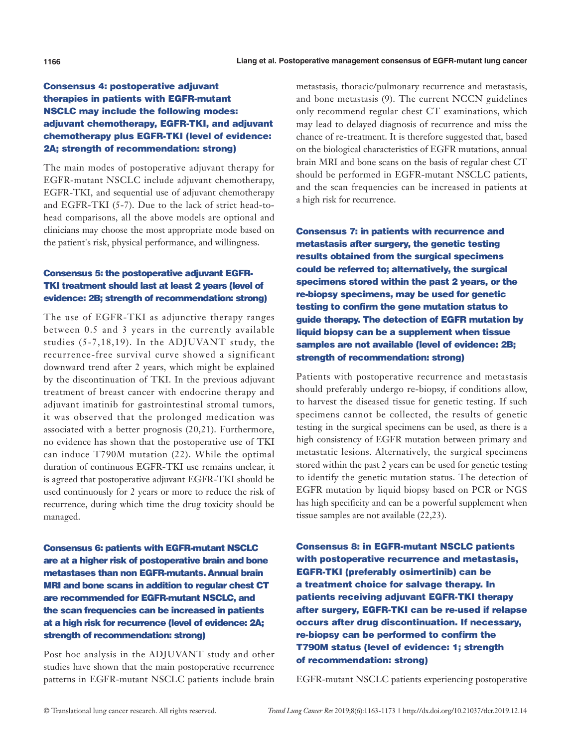### Consensus 4: postoperative adjuvant therapies in patients with EGFR-mutant NSCLC may include the following modes: adjuvant chemotherapy, EGFR-TKI, and adjuvant chemotherapy plus EGFR-TKI (level of evidence: 2A; strength of recommendation: strong)

The main modes of postoperative adjuvant therapy for EGFR-mutant NSCLC include adjuvant chemotherapy, EGFR-TKI, and sequential use of adjuvant chemotherapy and EGFR-TKI (5-7). Due to the lack of strict head-to-head comparisons, all the above models are optional and clinicians may choose the most appropriate mode based on the patient's risk, physical performance, and willingness.

### Consensus 5: the postoperative adjuvant EGFR-TKI treatment should last at least 2 years (level of evidence: 2B; strength of recommendation: strong)

The use of EGFR-TKI as adjunctive therapy ranges between 0.5 and 3 years in the currently available studies (5-7,18,19). In the ADJUVANT study, the recurrence-free survival curve showed a significant downward trend after 2 years, which might be explained by the discontinuation of TKI. In the previous adjuvant treatment of breast cancer with endocrine therapy and adjuvant imatinib for gastrointestinal stromal tumors, it was observed that the prolonged medication was associated with a better prognosis (20,21). Furthermore, no evidence has shown that the postoperative use of TKI can induce T790M mutation (22). While the optimal duration of continuous EGFR-TKI use remains unclear, it is agreed that postoperative adjuvant EGFR-TKI should be used continuously for 2 years or more to reduce the risk of recurrence, during which time the drug toxicity should be managed.

### Consensus 6: patients with EGFR-mutant NSCLC are at a higher risk of postoperative brain and bone metastases than non EGFR-mutants. Annual brain MRI and bone scans in addition to regular chest CT are recommended for EGFR-mutant NSCLC, and the scan frequencies can be increased in patients at a high risk for recurrence (level of evidence: 2A; strength of recommendation: strong)

Post hoc analysis in the ADJUVANT study and other studies have shown that the main postoperative recurrence patterns in EGFR-mutant NSCLC patients include brain metastasis, thoracic/pulmonary recurrence and metastasis, and bone metastasis (9). The current NCCN guidelines only recommend regular chest CT examinations, which may lead to delayed diagnosis of recurrence and miss the chance of re-treatment. It is therefore suggested that, based on the biological characteristics of EGFR mutations, annual brain MRI and bone scans on the basis of regular chest CT should be performed in EGFR-mutant NSCLC patients, and the scan frequencies can be increased in patients at a high risk for recurrence.

### Consensus 7: in patients with recurrence and metastasis after surgery, the genetic testing results obtained from the surgical specimens could be referred to; alternatively, the surgical specimens stored within the past 2 years, or the re-biopsy specimens, may be used for genetic testing to confirm the gene mutation status to guide therapy. The detection of EGFR mutation by liquid biopsy can be a supplement when tissue samples are not available (level of evidence: 2B; strength of recommendation: strong)

Patients with postoperative recurrence and metastasis should preferably undergo re-biopsy, if conditions allow, to harvest the diseased tissue for genetic testing. If such specimens cannot be collected, the results of genetic testing in the surgical specimens can be used, as there is a high consistency of EGFR mutation between primary and metastatic lesions. Alternatively, the surgical specimens stored within the past 2 years can be used for genetic testing to identify the genetic mutation status. The detection of EGFR mutation by liquid biopsy based on PCR or NGS has high specificity and can be a powerful supplement when tissue samples are not available (22,23).

### Consensus 8: in EGFR-mutant NSCLC patients with postoperative recurrence and metastasis, EGFR-TKI (preferably osimertinib) can be a treatment choice for salvage therapy. In patients receiving adjuvant EGFR-TKI therapy after surgery, EGFR-TKI can be re-used if relapse occurs after drug discontinuation. If necessary, re-biopsy can be performed to confirm the T790M status (level of evidence: 1; strength of recommendation: strong)

EGFR-mutant NSCLC patients experiencing postoperative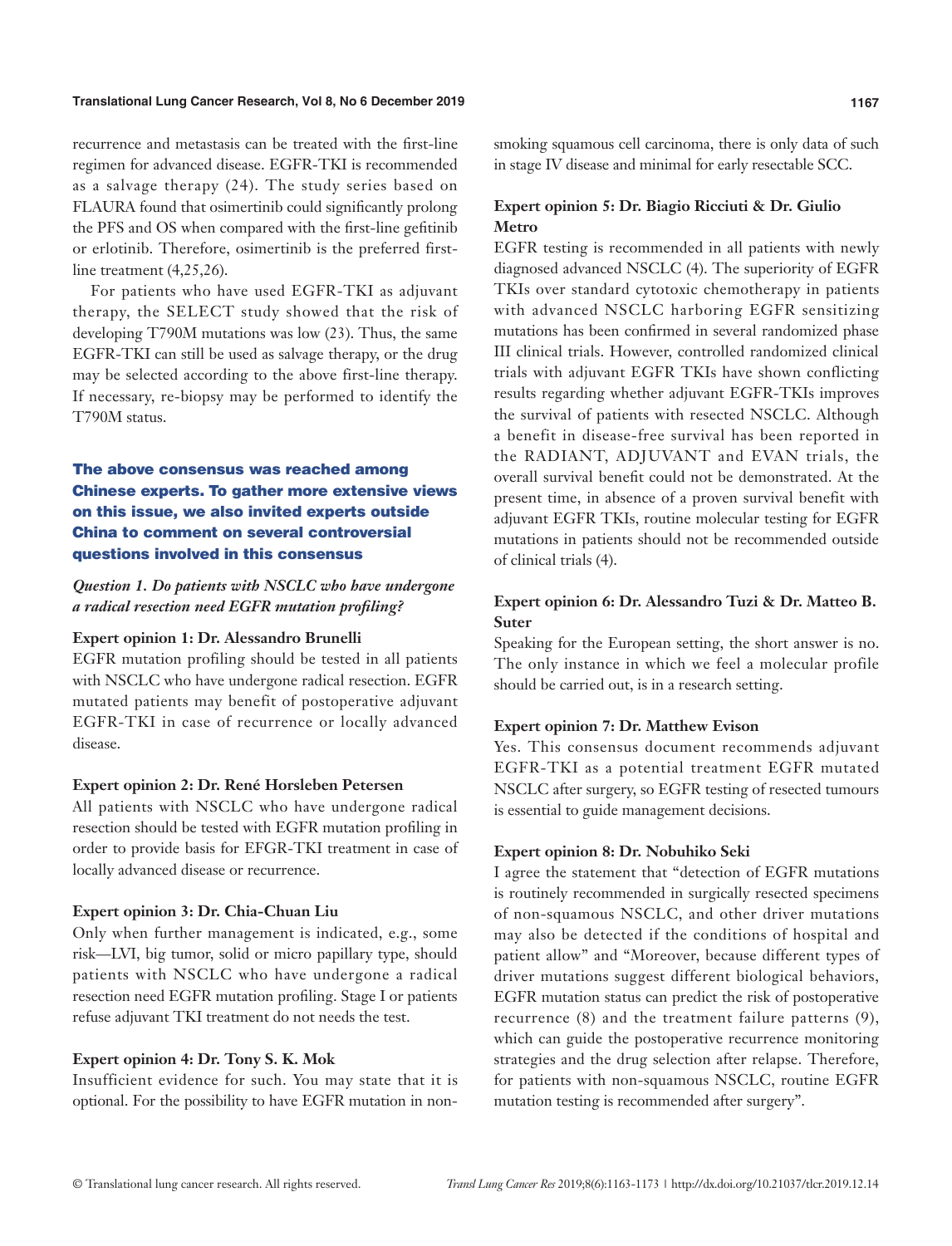recurrence and metastasis can be treated with the first-line regimen for advanced disease. EGFR-TKI is recommended as a salvage therapy (24). The study series based on FLAURA found that osimertinib could significantly prolong the PFS and OS when compared with the first-line gefitinib or erlotinib. Therefore, osimertinib is the preferred first-line treatment (4,25,26).

For patients who have used EGFR-TKI as adjuvant therapy, the SELECT study showed that the risk of developing T790M mutations was low (23). Thus, the same EGFR-TKI can still be used as salvage therapy, or the drug may be selected according to the above first-line therapy. If necessary, re-biopsy may be performed to identify the T790M status.

## The above consensus was reached among Chinese experts. To gather more extensive views on this issue, we also invited experts outside China to comment on several controversial questions involved in this consensus

### *Question 1. Do patients with NSCLC who have undergone a radical resection need EGFR mutation profiling?*

#### Expert opinion 1: Dr. Alessandro Brunelli

EGFR mutation profiling should be tested in all patients with NSCLC who have undergone radical resection. EGFR mutated patients may benefit of postoperative adjuvant EGFR-TKI in case of recurrence or locally advanced disease.

#### Expert opinion 2: Dr. René Horsleben Petersen

All patients with NSCLC who have undergone radical resection should be tested with EGFR mutation profiling in order to provide basis for EFGR-TKI treatment in case of locally advanced disease or recurrence.

#### Expert opinion 3: Dr. Chia-Chuan Liu

Only when further management is indicated, e.g., some risk—LVI, big tumor, solid or micro papillary type, should patients with NSCLC who have undergone a radical resection need EGFR mutation profiling. Stage I or patients refuse adjuvant TKI treatment do not needs the test.

#### Expert opinion 4: Dr. Tony S. K. Mok

Insufficient evidence for such. You may state that it is optional. For the possibility to have EGFR mutation in non-smoking squamous cell carcinoma, there is only data of such in stage IV disease and minimal for early resectable SCC.

#### Expert opinion 5: Dr. Biagio Ricciuti & Dr. Giulio Metro

EGFR testing is recommended in all patients with newly diagnosed advanced NSCLC (4). The superiority of EGFR TKIs over standard cytotoxic chemotherapy in patients with advanced NSCLC harboring EGFR sensitizing mutations has been confirmed in several randomized phase III clinical trials. However, controlled randomized clinical trials with adjuvant EGFR TKIs have shown conflicting results regarding whether adjuvant EGFR-TKIs improves the survival of patients with resected NSCLC. Although a benefit in disease-free survival has been reported in the RADIANT, ADJUVANT and EVAN trials, the overall survival benefit could not be demonstrated. At the present time, in absence of a proven survival benefit with adjuvant EGFR TKIs, routine molecular testing for EGFR mutations in patients should not be recommended outside of clinical trials (4).

#### Expert opinion 6: Dr. Alessandro Tuzi & Dr. Matteo B. Suter

Speaking for the European setting, the short answer is no. The only instance in which we feel a molecular profile should be carried out, is in a research setting.

#### Expert opinion 7: Dr. Matthew Evison

Yes. This consensus document recommends adjuvant EGFR-TKI as a potential treatment EGFR mutated NSCLC after surgery, so EGFR testing of resected tumours is essential to guide management decisions.

#### Expert opinion 8: Dr. Nobuhiko Seki

I agree the statement that "detection of EGFR mutations is routinely recommended in surgically resected specimens of non-squamous NSCLC, and other driver mutations may also be detected if the conditions of hospital and patient allow" and "Moreover, because different types of driver mutations suggest different biological behaviors, EGFR mutation status can predict the risk of postoperative recurrence (8) and the treatment failure patterns (9), which can guide the postoperative recurrence monitoring strategies and the drug selection after relapse. Therefore, for patients with non-squamous NSCLC, routine EGFR mutation testing is recommended after surgery".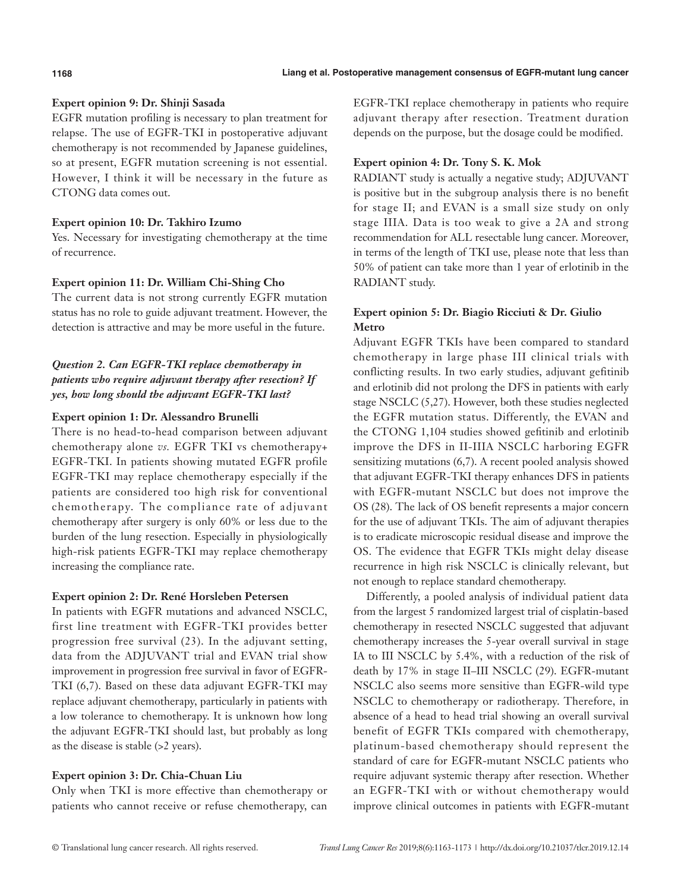**Expert opinion 9: Dr. Shinji Sasada**

EGFR mutation profiling is necessary to plan treatment for relapse. The use of EGFR-TKI in postoperative adjuvant chemotherapy is not recommended by Japanese guidelines, so at present, EGFR mutation screening is not essential. However, I think it will be necessary in the future as CTONG data comes out.

**Expert opinion 10: Dr. Takhiro Izumo**

Yes. Necessary for investigating chemotherapy at the time of recurrence.

**Expert opinion 11: Dr. William Chi-Shing Cho**

The current data is not strong currently EGFR mutation status has no role to guide adjuvant treatment. However, the detection is attractive and may be more useful in the future.

### *Question 2. Can EGFR-TKI replace chemotherapy in patients who require adjuvant therapy after resection? If yes, how long should the adjuvant EGFR-TKI last?*

**Expert opinion 1: Dr. Alessandro Brunelli**

There is no head-to-head comparison between adjuvant chemotherapy alone *vs.* EGFR TKI vs chemotherapy+ EGFR-TKI. In patients showing mutated EGFR profile EGFR-TKI may replace chemotherapy especially if the patients are considered too high risk for conventional chemotherapy. The compliance rate of adjuvant chemotherapy after surgery is only 60% or less due to the burden of the lung resection. Especially in physiologically high-risk patients EGFR-TKI may replace chemotherapy increasing the compliance rate.

**Expert opinion 2: Dr. René Horsleben Petersen**

In patients with EGFR mutations and advanced NSCLC, first line treatment with EGFR-TKI provides better progression free survival (23). In the adjuvant setting, data from the ADJUVANT trial and EVAN trial show improvement in progression free survival in favor of EGFR-TKI (6,7). Based on these data adjuvant EGFR-TKI may replace adjuvant chemotherapy, particularly in patients with a low tolerance to chemotherapy. It is unknown how long the adjuvant EGFR-TKI should last, but probably as long as the disease is stable (>2 years).

**Expert opinion 3: Dr. Chia-Chuan Liu**

Only when TKI is more effective than chemotherapy or patients who cannot receive or refuse chemotherapy, can EGFR-TKI replace chemotherapy in patients who require adjuvant therapy after resection. Treatment duration depends on the purpose, but the dosage could be modified.

**Expert opinion 4: Dr. Tony S. K. Mok**

RADIANT study is actually a negative study; ADJUVANT is positive but in the subgroup analysis there is no benefit for stage II; and EVAN is a small size study on only stage IIIA. Data is too weak to give a 2A and strong recommendation for ALL resectable lung cancer. Moreover, in terms of the length of TKI use, please note that less than 50% of patient can take more than 1 year of erlotinib in the RADIANT study.

**Expert opinion 5: Dr. Biagio Ricciuti & Dr. Giulio Metro**

Adjuvant EGFR TKIs have been compared to standard chemotherapy in large phase III clinical trials with conflicting results. In two early studies, adjuvant gefitinib and erlotinib did not prolong the DFS in patients with early stage NSCLC (5,27). However, both these studies neglected the EGFR mutation status. Differently, the EVAN and the CTONG 1,104 studies showed gefitinib and erlotinib improve the DFS in II-IIIA NSCLC harboring EGFR sensitizing mutations (6,7). A recent pooled analysis showed that adjuvant EGFR-TKI therapy enhances DFS in patients with EGFR-mutant NSCLC but does not improve the OS (28). The lack of OS benefit represents a major concern for the use of adjuvant TKIs. The aim of adjuvant therapies is to eradicate microscopic residual disease and improve the OS. The evidence that EGFR TKIs might delay disease recurrence in high risk NSCLC is clinically relevant, but not enough to replace standard chemotherapy.

Differently, a pooled analysis of individual patient data from the largest 5 randomized largest trial of cisplatin-based chemotherapy in resected NSCLC suggested that adjuvant chemotherapy increases the 5-year overall survival in stage IA to III NSCLC by 5.4%, with a reduction of the risk of death by 17% in stage II–III NSCLC (29). EGFR-mutant NSCLC also seems more sensitive than EGFR-wild type NSCLC to chemotherapy or radiotherapy. Therefore, in absence of a head to head trial showing an overall survival benefit of EGFR TKIs compared with chemotherapy, platinum-based chemotherapy should represent the standard of care for EGFR-mutant NSCLC patients who require adjuvant systemic therapy after resection. Whether an EGFR-TKI with or without chemotherapy would improve clinical outcomes in patients with EGFR-mutant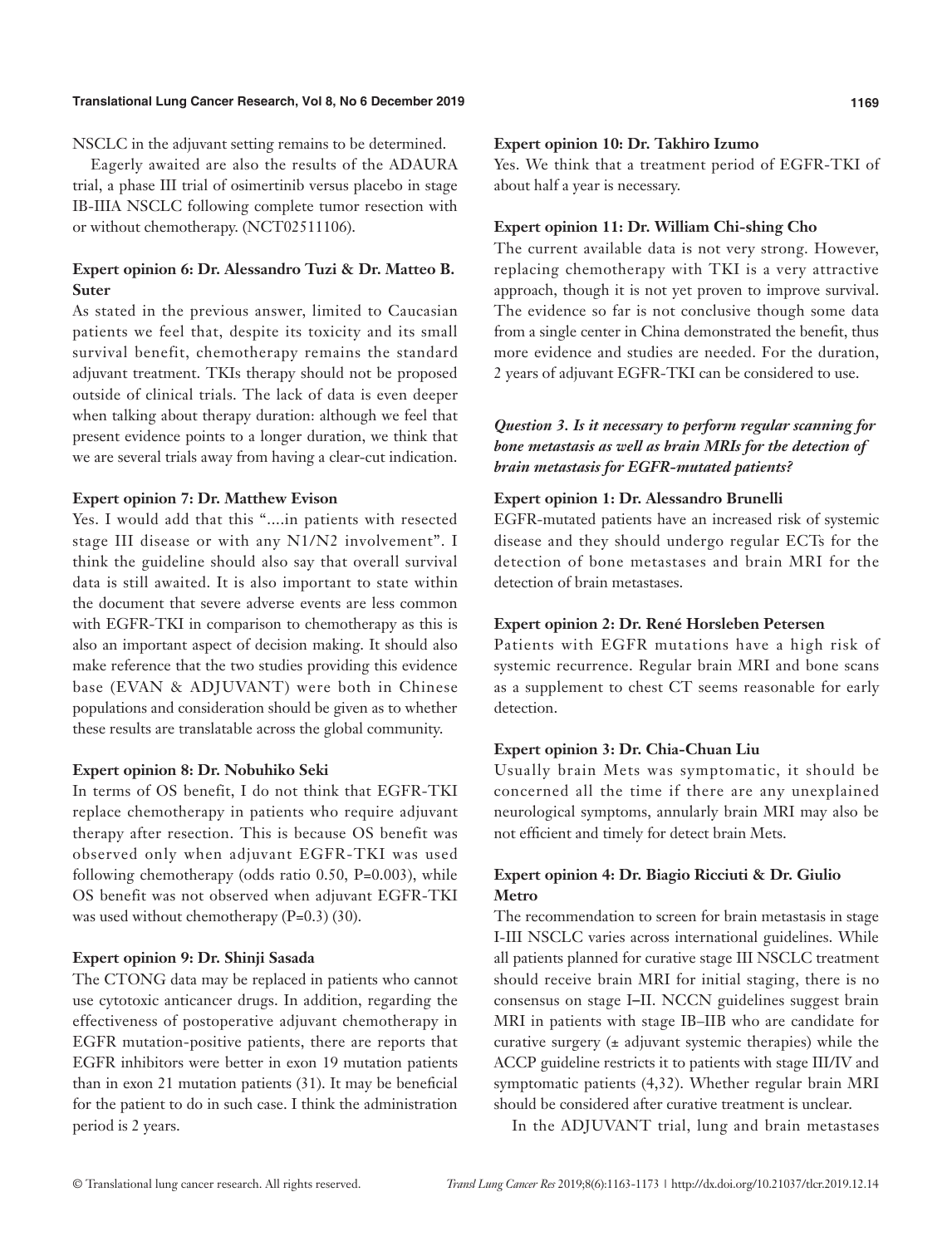NSCLC in the adjuvant setting remains to be determined.

Eagerly awaited are also the results of the ADAURA trial, a phase III trial of osimertinib versus placebo in stage IB-IIIA NSCLC following complete tumor resection with or without chemotherapy. (NCT02511106).

**Expert opinion 6: Dr. Alessandro Tuzi & Dr. Matteo B. Suter**

As stated in the previous answer, limited to Caucasian patients we feel that, despite its toxicity and its small survival benefit, chemotherapy remains the standard adjuvant treatment. TKIs therapy should not be proposed outside of clinical trials. The lack of data is even deeper when talking about therapy duration: although we feel that present evidence points to a longer duration, we think that we are several trials away from having a clear-cut indication.

**Expert opinion 7: Dr. Matthew Evison**

Yes. I would add that this "....in patients with resected stage III disease or with any N1/N2 involvement". I think the guideline should also say that overall survival data is still awaited. It is also important to state within the document that severe adverse events are less common with EGFR-TKI in comparison to chemotherapy as this is also an important aspect of decision making. It should also make reference that the two studies providing this evidence base (EVAN & ADJUVANT) were both in Chinese populations and consideration should be given as to whether these results are translatable across the global community.

**Expert opinion 8: Dr. Nobuhiko Seki**

In terms of OS benefit, I do not think that EGFR-TKI replace chemotherapy in patients who require adjuvant therapy after resection. This is because OS benefit was observed only when adjuvant EGFR-TKI was used following chemotherapy (odds ratio 0.50, P=0.003), while OS benefit was not observed when adjuvant EGFR-TKI was used without chemotherapy (P=0.3) (30).

**Expert opinion 9: Dr. Shinji Sasada**

The CTONG data may be replaced in patients who cannot use cytotoxic anticancer drugs. In addition, regarding the effectiveness of postoperative adjuvant chemotherapy in EGFR mutation-positive patients, there are reports that EGFR inhibitors were better in exon 19 mutation patients than in exon 21 mutation patients (31). It may be beneficial for the patient to do in such case. I think the administration period is 2 years.

**Expert opinion 10: Dr. Takhiro Izumo**

Yes. We think that a treatment period of EGFR-TKI of about half a year is necessary.

**Expert opinion 11: Dr. William Chi-shing Cho**

The current available data is not very strong. However, replacing chemotherapy with TKI is a very attractive approach, though it is not yet proven to improve survival. The evidence so far is not conclusive though some data from a single center in China demonstrated the benefit, thus more evidence and studies are needed. For the duration, 2 years of adjuvant EGFR-TKI can be considered to use.

***Question 3. Is it necessary to perform regular scanning for bone metastasis as well as brain MRIs for the detection of brain metastasis for EGFR-mutated patients?***

**Expert opinion 1: Dr. Alessandro Brunelli**

EGFR-mutated patients have an increased risk of systemic disease and they should undergo regular ECTs for the detection of bone metastases and brain MRI for the detection of brain metastases.

**Expert opinion 2: Dr. René Horsleben Petersen**

Patients with EGFR mutations have a high risk of systemic recurrence. Regular brain MRI and bone scans as a supplement to chest CT seems reasonable for early detection.

**Expert opinion 3: Dr. Chia-Chuan Liu**

Usually brain Mets was symptomatic, it should be concerned all the time if there are any unexplained neurological symptoms, annularly brain MRI may also be not efficient and timely for detect brain Mets.

**Expert opinion 4: Dr. Biagio Ricciuti & Dr. Giulio Metro**

The recommendation to screen for brain metastasis in stage I-III NSCLC varies across international guidelines. While all patients planned for curative stage III NSCLC treatment should receive brain MRI for initial staging, there is no consensus on stage I–II. NCCN guidelines suggest brain MRI in patients with stage IB–IIB who are candidate for curative surgery (± adjuvant systemic therapies) while the ACCP guideline restricts it to patients with stage III/IV and symptomatic patients (4,32). Whether regular brain MRI should be considered after curative treatment is unclear.

In the ADJUVANT trial, lung and brain metastases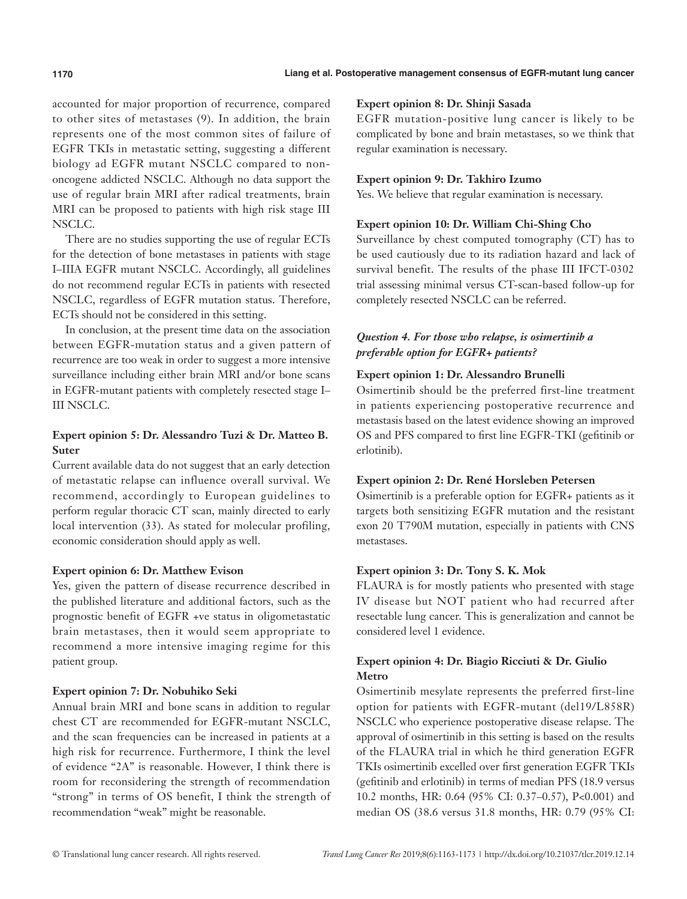accounted for major proportion of recurrence, compared to other sites of metastases (9). In addition, the brain represents one of the most common sites of failure of EGFR TKIs in metastatic setting, suggesting a different biology ad EGFR mutant NSCLC compared to non-oncogene addicted NSCLC. Although no data support the use of regular brain MRI after radical treatments, brain MRI can be proposed to patients with high risk stage III NSCLC.

There are no studies supporting the use of regular ECTs for the detection of bone metastases in patients with stage I–IIIA EGFR mutant NSCLC. Accordingly, all guidelines do not recommend regular ECTs in patients with resected NSCLC, regardless of EGFR mutation status. Therefore, ECTs should not be considered in this setting.

In conclusion, at the present time data on the association between EGFR-mutation status and a given pattern of recurrence are too weak in order to suggest a more intensive surveillance including either brain MRI and/or bone scans in EGFR-mutant patients with completely resected stage I–III NSCLC.

**Expert opinion 5: Dr. Alessandro Tuzi & Dr. Matteo B. Suter**

Current available data do not suggest that an early detection of metastatic relapse can influence overall survival. We recommend, accordingly to European guidelines to perform regular thoracic CT scan, mainly directed to early local intervention (33). As stated for molecular profiling, economic consideration should apply as well.

**Expert opinion 6: Dr. Matthew Evison**

Yes, given the pattern of disease recurrence described in the published literature and additional factors, such as the prognostic benefit of EGFR +ve status in oligometastatic brain metastases, then it would seem appropriate to recommend a more intensive imaging regime for this patient group.

**Expert opinion 7: Dr. Nobuhiko Seki**

Annual brain MRI and bone scans in addition to regular chest CT are recommended for EGFR-mutant NSCLC, and the scan frequencies can be increased in patients at a high risk for recurrence. Furthermore, I think the level of evidence "2A" is reasonable. However, I think there is room for reconsidering the strength of recommendation "strong" in terms of OS benefit, I think the strength of recommendation "weak" might be reasonable.

**Expert opinion 8: Dr. Shinji Sasada**

EGFR mutation-positive lung cancer is likely to be complicated by bone and brain metastases, so we think that regular examination is necessary.

**Expert opinion 9: Dr. Takhiro Izumo**

Yes. We believe that regular examination is necessary.

**Expert opinion 10: Dr. William Chi-Shing Cho**

Surveillance by chest computed tomography (CT) has to be used cautiously due to its radiation hazard and lack of survival benefit. The results of the phase III IFCT-0302 trial assessing minimal versus CT-scan-based follow-up for completely resected NSCLC can be referred.

### *Question 4. For those who relapse, is osimertinib a preferable option for EGFR+ patients?*

**Expert opinion 1: Dr. Alessandro Brunelli**

Osimertinib should be the preferred first-line treatment in patients experiencing postoperative recurrence and metastasis based on the latest evidence showing an improved OS and PFS compared to first line EGFR-TKI (gefitinib or erlotinib).

**Expert opinion 2: Dr. René Horsleben Petersen**

Osimertinib is a preferable option for EGFR+ patients as it targets both sensitizing EGFR mutation and the resistant exon 20 T790M mutation, especially in patients with CNS metastases.

**Expert opinion 3: Dr. Tony S. K. Mok**

FLAURA is for mostly patients who presented with stage IV disease but NOT patient who had recurred after resectable lung cancer. This is generalization and cannot be considered level 1 evidence.

**Expert opinion 4: Dr. Biagio Ricciuti & Dr. Giulio Metro**

Osimertinib mesylate represents the preferred first-line option for patients with EGFR-mutant (del19/L858R) NSCLC who experience postoperative disease relapse. The approval of osimertinib in this setting is based on the results of the FLAURA trial in which he third generation EGFR TKIs osimertinib excelled over first generation EGFR TKIs (gefitinib and erlotinib) in terms of median PFS (18.9 versus 10.2 months, HR: 0.64 (95% CI: 0.37–0.57), P<0.001) and median OS (38.6 versus 31.8 months, HR: 0.79 (95% CI: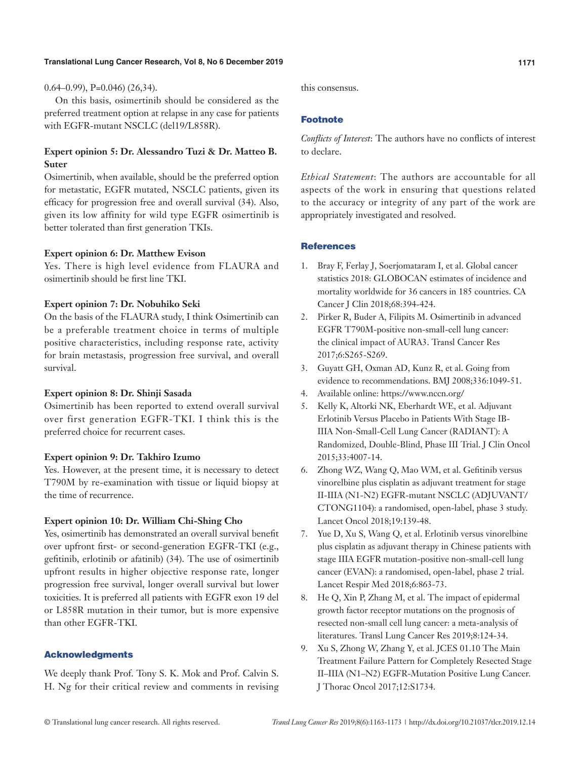0.64–0.99), P=0.046) (26,34).

On this basis, osimertinib should be considered as the preferred treatment option at relapse in any case for patients with EGFR-mutant NSCLC (del19/L858R).

### Expert opinion 5: Dr. Alessandro Tuzi & Dr. Matteo B. Suter

Osimertinib, when available, should be the preferred option for metastatic, EGFR mutated, NSCLC patients, given its efficacy for progression free and overall survival (34). Also, given its low affinity for wild type EGFR osimertinib is better tolerated than first generation TKIs.

### Expert opinion 6: Dr. Matthew Evison

Yes. There is high level evidence from FLAURA and osimertinib should be first line TKI.

### Expert opinion 7: Dr. Nobuhiko Seki

On the basis of the FLAURA study, I think Osimertinib can be a preferable treatment choice in terms of multiple positive characteristics, including response rate, activity for brain metastasis, progression free survival, and overall survival.

### Expert opinion 8: Dr. Shinji Sasada

Osimertinib has been reported to extend overall survival over first generation EGFR-TKI. I think this is the preferred choice for recurrent cases.

### Expert opinion 9: Dr. Takhiro Izumo

Yes. However, at the present time, it is necessary to detect T790M by re-examination with tissue or liquid biopsy at the time of recurrence.

### Expert opinion 10: Dr. William Chi-Shing Cho

Yes, osimertinib has demonstrated an overall survival benefit over upfront first- or second-generation EGFR-TKI (e.g., gefitinib, erlotinib or afatinib) (34). The use of osimertinib upfront results in higher objective response rate, longer progression free survival, longer overall survival but lower toxicities. It is preferred all patients with EGFR exon 19 del or L858R mutation in their tumor, but is more expensive than other EGFR-TKI.

## Acknowledgments

We deeply thank Prof. Tony S. K. Mok and Prof. Calvin S. H. Ng for their critical review and comments in revising this consensus.

## Footnote

*Conflicts of Interest*: The authors have no conflicts of interest to declare.

*Ethical Statement*: The authors are accountable for all aspects of the work in ensuring that questions related to the accuracy or integrity of any part of the work are appropriately investigated and resolved.

## References

1. Bray F, Ferlay J, Soerjomataram I, et al. Global cancer statistics 2018: GLOBOCAN estimates of incidence and mortality worldwide for 36 cancers in 185 countries. CA Cancer J Clin 2018;68:394-424.
2. Pirker R, Buder A, Filipits M. Osimertinib in advanced EGFR T790M-positive non-small-cell lung cancer: the clinical impact of AURA3. Transl Cancer Res 2017;6:S265-S269.
3. Guyatt GH, Oxman AD, Kunz R, et al. Going from evidence to recommendations. BMJ 2008;336:1049-51.
4. Available online: https://www.nccn.org/
5. Kelly K, Altorki NK, Eberhardt WE, et al. Adjuvant Erlotinib Versus Placebo in Patients With Stage IB-IIIA Non-Small-Cell Lung Cancer (RADIANT): A Randomized, Double-Blind, Phase III Trial. J Clin Oncol 2015;33:4007-14.
6. Zhong WZ, Wang Q, Mao WM, et al. Gefitinib versus vinorelbine plus cisplatin as adjuvant treatment for stage II-IIIA (N1-N2) EGFR-mutant NSCLC (ADJUVANT/CTONG1104): a randomised, open-label, phase 3 study. Lancet Oncol 2018;19:139-48.
7. Yue D, Xu S, Wang Q, et al. Erlotinib versus vinorelbine plus cisplatin as adjuvant therapy in Chinese patients with stage IIIA EGFR mutation-positive non-small-cell lung cancer (EVAN): a randomised, open-label, phase 2 trial. Lancet Respir Med 2018;6:863-73.
8. He Q, Xin P, Zhang M, et al. The impact of epidermal growth factor receptor mutations on the prognosis of resected non-small cell lung cancer: a meta-analysis of literatures. Transl Lung Cancer Res 2019;8:124-34.
9. Xu S, Zhong W, Zhang Y, et al. JCES 01.10 The Main Treatment Failure Pattern for Completely Resected Stage II–IIIA (N1–N2) EGFR-Mutation Positive Lung Cancer. J Thorac Oncol 2017;12:S1734.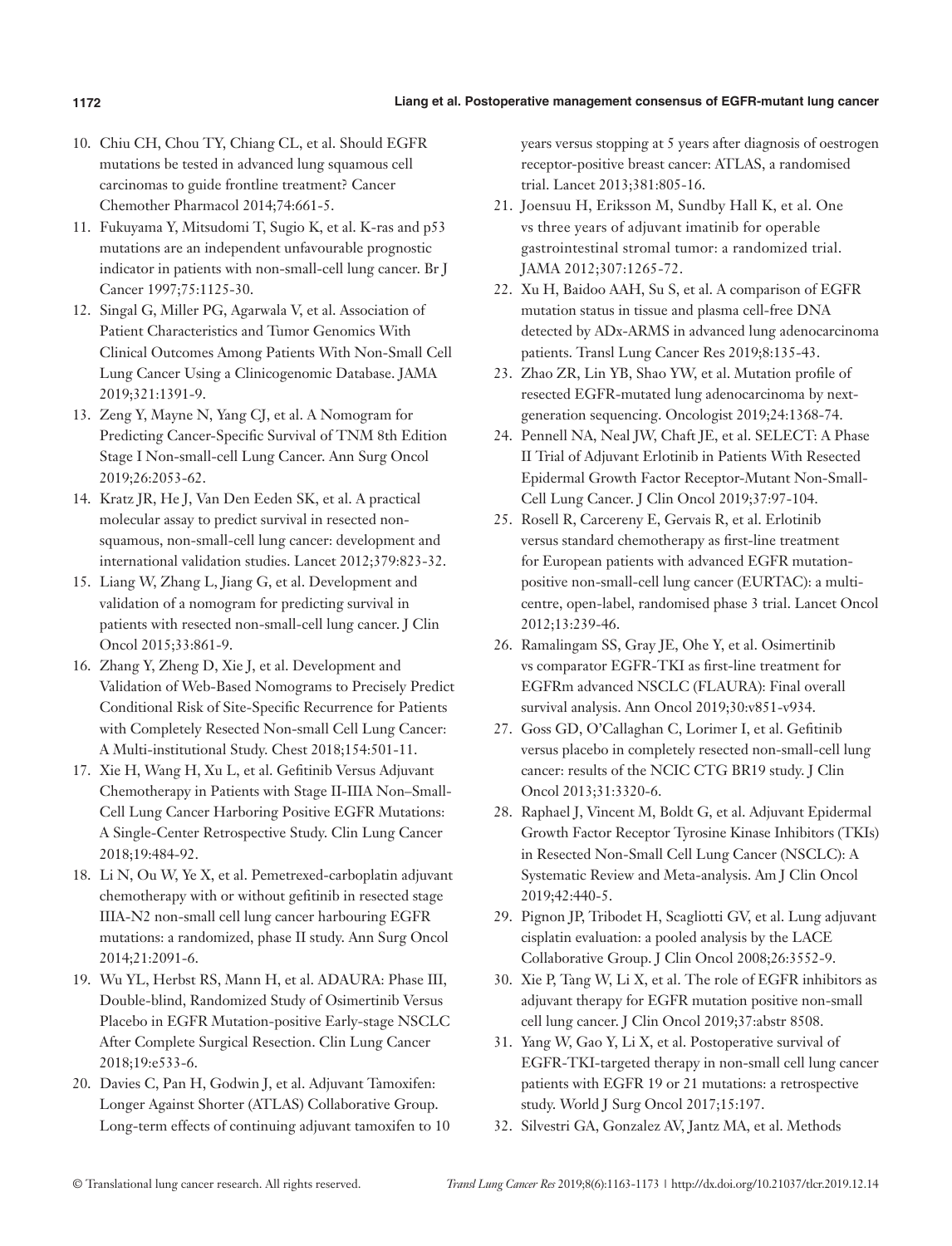10. Chiu CH, Chou TY, Chiang CL, et al. Should EGFR mutations be tested in advanced lung squamous cell carcinomas to guide frontline treatment? Cancer Chemother Pharmacol 2014;74:661-5.
11. Fukuyama Y, Mitsudomi T, Sugio K, et al. K-ras and p53 mutations are an independent unfavourable prognostic indicator in patients with non-small-cell lung cancer. Br J Cancer 1997;75:1125-30.
12. Singal G, Miller PG, Agarwala V, et al. Association of Patient Characteristics and Tumor Genomics With Clinical Outcomes Among Patients With Non-Small Cell Lung Cancer Using a Clinicogenomic Database. JAMA 2019;321:1391-9.
13. Zeng Y, Mayne N, Yang CJ, et al. A Nomogram for Predicting Cancer-Specific Survival of TNM 8th Edition Stage I Non-small-cell Lung Cancer. Ann Surg Oncol 2019;26:2053-62.
14. Kratz JR, He J, Van Den Eeden SK, et al. A practical molecular assay to predict survival in resected non-squamous, non-small-cell lung cancer: development and international validation studies. Lancet 2012;379:823-32.
15. Liang W, Zhang L, Jiang G, et al. Development and validation of a nomogram for predicting survival in patients with resected non-small-cell lung cancer. J Clin Oncol 2015;33:861-9.
16. Zhang Y, Zheng D, Xie J, et al. Development and Validation of Web-Based Nomograms to Precisely Predict Conditional Risk of Site-Specific Recurrence for Patients with Completely Resected Non-small Cell Lung Cancer: A Multi-institutional Study. Chest 2018;154:501-11.
17. Xie H, Wang H, Xu L, et al. Gefitinib Versus Adjuvant Chemotherapy in Patients with Stage II-IIIA Non–Small-Cell Lung Cancer Harboring Positive EGFR Mutations: A Single-Center Retrospective Study. Clin Lung Cancer 2018;19:484-92.
18. Li N, Ou W, Ye X, et al. Pemetrexed-carboplatin adjuvant chemotherapy with or without gefitinib in resected stage IIIA-N2 non-small cell lung cancer harbouring EGFR mutations: a randomized, phase II study. Ann Surg Oncol 2014;21:2091-6.
19. Wu YL, Herbst RS, Mann H, et al. ADAURA: Phase III, Double-blind, Randomized Study of Osimertinib Versus Placebo in EGFR Mutation-positive Early-stage NSCLC After Complete Surgical Resection. Clin Lung Cancer 2018;19:e533-6.
20. Davies C, Pan H, Godwin J, et al. Adjuvant Tamoxifen: Longer Against Shorter (ATLAS) Collaborative Group. Long-term effects of continuing adjuvant tamoxifen to 10 years versus stopping at 5 years after diagnosis of oestrogen receptor-positive breast cancer: ATLAS, a randomised trial. Lancet 2013;381:805-16.
21. Joensuu H, Eriksson M, Sundby Hall K, et al. One vs three years of adjuvant imatinib for operable gastrointestinal stromal tumor: a randomized trial. JAMA 2012;307:1265-72.
22. Xu H, Baidoo AAH, Su S, et al. A comparison of EGFR mutation status in tissue and plasma cell-free DNA detected by ADx-ARMS in advanced lung adenocarcinoma patients. Transl Lung Cancer Res 2019;8:135-43.
23. Zhao ZR, Lin YB, Shao YW, et al. Mutation profile of resected EGFR-mutated lung adenocarcinoma by next-generation sequencing. Oncologist 2019;24:1368-74.
24. Pennell NA, Neal JW, Chaft JE, et al. SELECT: A Phase II Trial of Adjuvant Erlotinib in Patients With Resected Epidermal Growth Factor Receptor-Mutant Non-Small-Cell Lung Cancer. J Clin Oncol 2019;37:97-104.
25. Rosell R, Carcereny E, Gervais R, et al. Erlotinib versus standard chemotherapy as first-line treatment for European patients with advanced EGFR mutation-positive non-small-cell lung cancer (EURTAC): a multi-centre, open-label, randomised phase 3 trial. Lancet Oncol 2012;13:239-46.
26. Ramalingam SS, Gray JE, Ohe Y, et al. Osimertinib vs comparator EGFR-TKI as first-line treatment for EGFRm advanced NSCLC (FLAURA): Final overall survival analysis. Ann Oncol 2019;30:v851-v934.
27. Goss GD, O'Callaghan C, Lorimer I, et al. Gefitinib versus placebo in completely resected non-small-cell lung cancer: results of the NCIC CTG BR19 study. J Clin Oncol 2013;31:3320-6.
28. Raphael J, Vincent M, Boldt G, et al. Adjuvant Epidermal Growth Factor Receptor Tyrosine Kinase Inhibitors (TKIs) in Resected Non-Small Cell Lung Cancer (NSCLC): A Systematic Review and Meta-analysis. Am J Clin Oncol 2019;42:440-5.
29. Pignon JP, Tribodet H, Scagliotti GV, et al. Lung adjuvant cisplatin evaluation: a pooled analysis by the LACE Collaborative Group. J Clin Oncol 2008;26:3552-9.
30. Xie P, Tang W, Li X, et al. The role of EGFR inhibitors as adjuvant therapy for EGFR mutation positive non-small cell lung cancer. J Clin Oncol 2019;37:abstr 8508.
31. Yang W, Gao Y, Li X, et al. Postoperative survival of EGFR-TKI-targeted therapy in non-small cell lung cancer patients with EGFR 19 or 21 mutations: a retrospective study. World J Surg Oncol 2017;15:197.
32. Silvestri GA, Gonzalez AV, Jantz MA, et al. Methods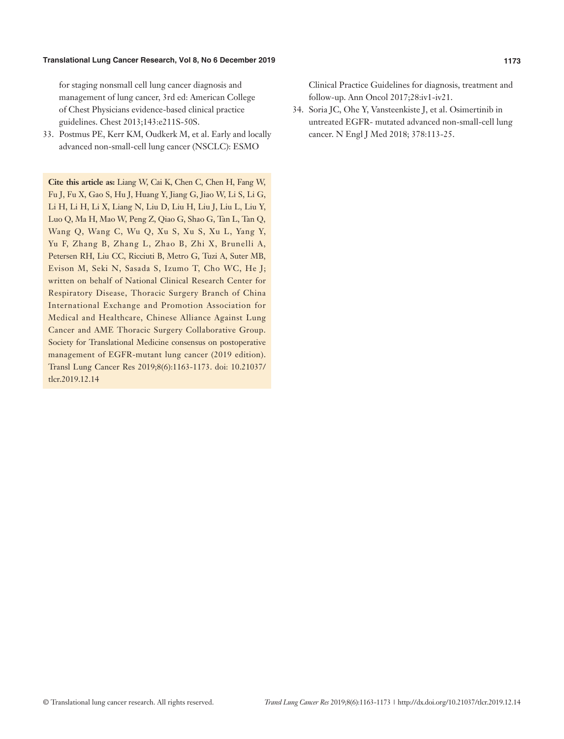for staging nonsmall cell lung cancer diagnosis and management of lung cancer, 3rd ed: American College of Chest Physicians evidence-based clinical practice guidelines. Chest 2013;143:e211S-50S.

33. Postmus PE, Kerr KM, Oudkerk M, et al. Early and locally advanced non-small-cell lung cancer (NSCLC): ESMO Clinical Practice Guidelines for diagnosis, treatment and follow-up. Ann Oncol 2017;28:iv1-iv21.
34. Soria JC, Ohe Y, Vansteenkiste J, et al. Osimertinib in untreated EGFR- mutated advanced non-small-cell lung cancer. N Engl J Med 2018; 378:113-25.

**Cite this article as:** Liang W, Cai K, Chen C, Chen H, Fang W, Fu J, Fu X, Gao S, Hu J, Huang Y, Jiang G, Jiao W, Li S, Li G, Li H, Li H, Li X, Liang N, Liu D, Liu H, Liu J, Liu L, Liu Y, Luo Q, Ma H, Mao W, Peng Z, Qiao G, Shao G, Tan L, Tan Q, Wang Q, Wang C, Wu Q, Xu S, Xu S, Xu L, Yang Y, Yu F, Zhang B, Zhang L, Zhao B, Zhi X, Brunelli A, Petersen RH, Liu CC, Ricciuti B, Metro G, Tuzi A, Suter MB, Evison M, Seki N, Sasada S, Izumo T, Cho WC, He J; written on behalf of National Clinical Research Center for Respiratory Disease, Thoracic Surgery Branch of China International Exchange and Promotion Association for Medical and Healthcare, Chinese Alliance Against Lung Cancer and AME Thoracic Surgery Collaborative Group. Society for Translational Medicine consensus on postoperative management of EGFR-mutant lung cancer (2019 edition). Transl Lung Cancer Res 2019;8(6):1163-1173. doi: 10.21037/tlcr.2019.12.14